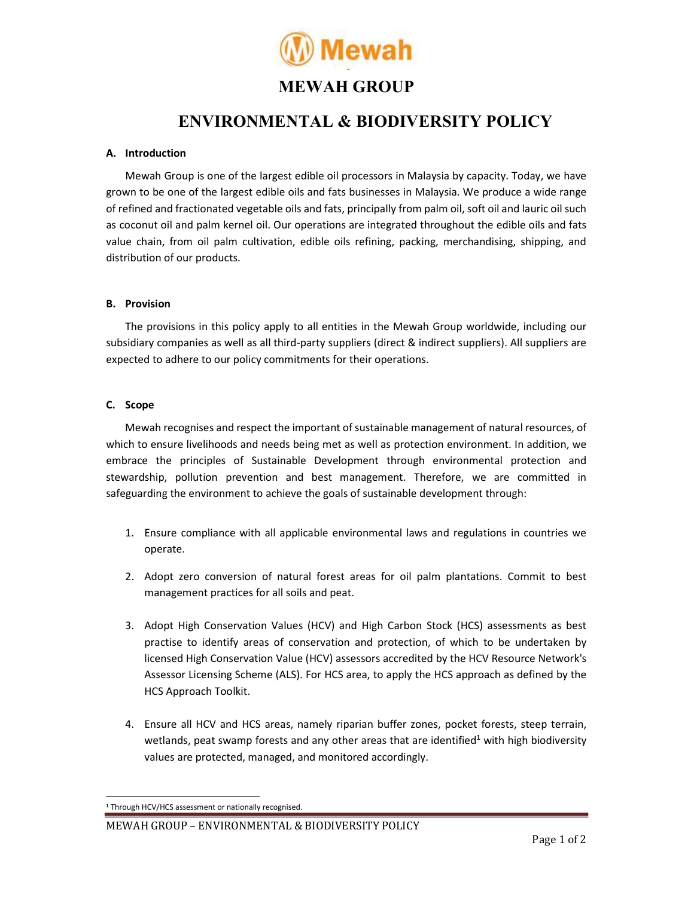# MEWAH GROUP

# ENVIRONMENTAL & BIODIVERSITY POLICY

## A. Introduction

Mewah Group is one of the largest edible oil processors in Malaysia by capacity. Today, we have grown to be one of the largest edible oils and fats businesses in Malaysia. We produce a wide range of refined and fractionated vegetable oils and fats, principally from palm oil, soft oil and lauric oil such as coconut oil and palm kernel oil. Our operations are integrated throughout the edible oils and fats value chain, from oil palm cultivation, edible oils refining, packing, merchandising, shipping, and distribution of our products.

## B. Provision

The provisions in this policy apply to all entities in the Mewah Group worldwide, including our subsidiary companies as well as all third-party suppliers (direct & indirect suppliers). All suppliers are expected to adhere to our policy commitments for their operations.

## C. Scope

Mewah recognises and respect the important of sustainable management of natural resources, of which to ensure livelihoods and needs being met as well as protection environment. In addition, we embrace the principles of Sustainable Development through environmental protection and stewardship, pollution prevention and best management. Therefore, we are committed in safeguarding the environment to achieve the goals of sustainable development through:

1. Ensure compliance with all applicable environmental laws and regulations in countries we operate.
2. Adopt zero conversion of natural forest areas for oil palm plantations. Commit to best management practices for all soils and peat.
3. Adopt High Conservation Values (HCV) and High Carbon Stock (HCS) assessments as best practise to identify areas of conservation and protection, of which to be undertaken by licensed High Conservation Value (HCV) assessors accredited by the HCV Resource Network's Assessor Licensing Scheme (ALS). For HCS area, to apply the HCS approach as defined by the HCS Approach Toolkit.
4. Ensure all HCV and HCS areas, namely riparian buffer zones, pocket forests, steep terrain, wetlands, peat swamp forests and any other areas that are identified[1] with high biodiversity values are protected, managed, and monitored accordingly.

[1] Through HCV/HCS assessment or nationally recognised.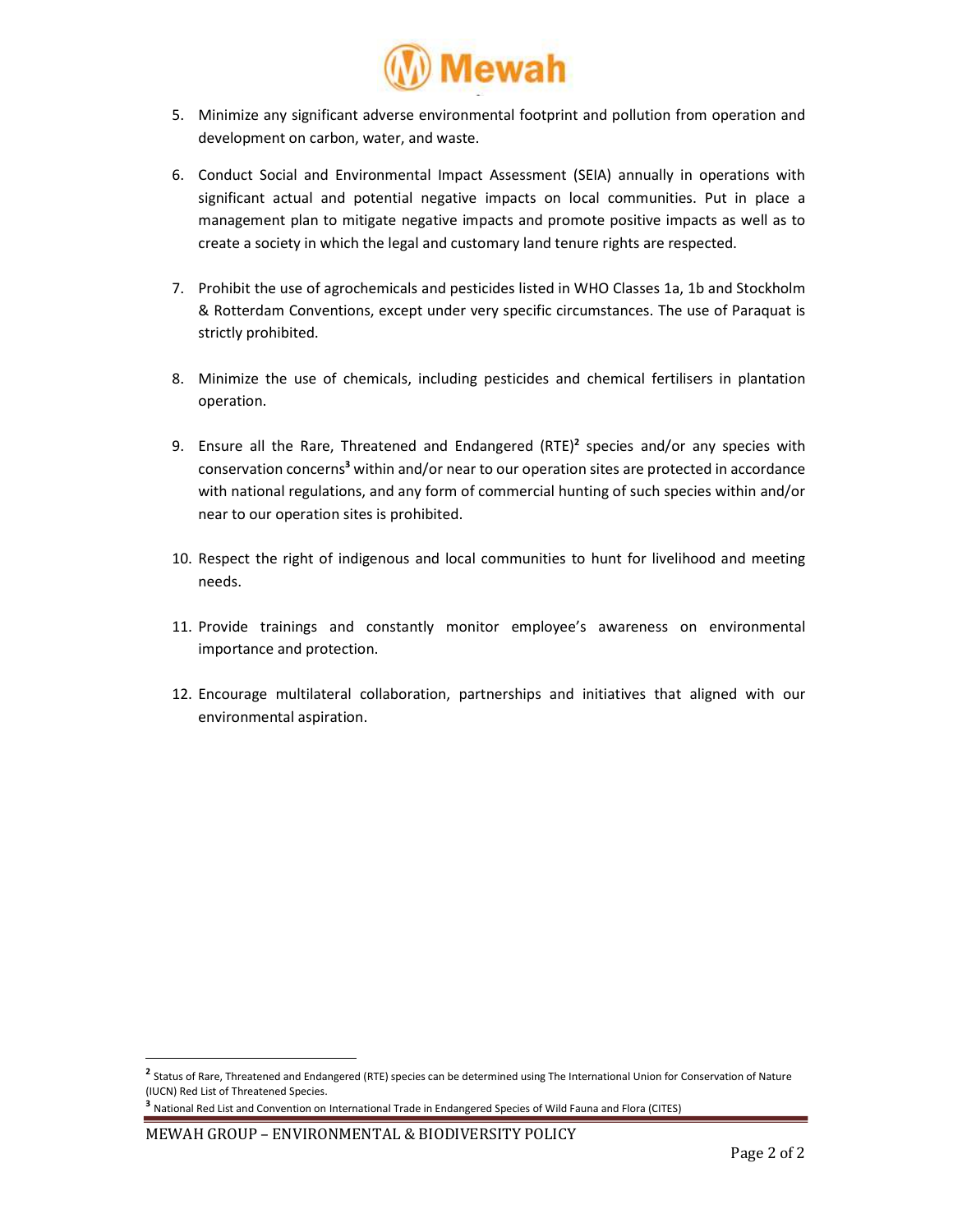5. Minimize any significant adverse environmental footprint and pollution from operation and development on carbon, water, and waste.

6. Conduct Social and Environmental Impact Assessment (SEIA) annually in operations with significant actual and potential negative impacts on local communities. Put in place a management plan to mitigate negative impacts and promote positive impacts as well as to create a society in which the legal and customary land tenure rights are respected.

7. Prohibit the use of agrochemicals and pesticides listed in WHO Classes 1a, 1b and Stockholm & Rotterdam Conventions, except under very specific circumstances. The use of Paraquat is strictly prohibited.

8. Minimize the use of chemicals, including pesticides and chemical fertilisers in plantation operation.

9. Ensure all the Rare, Threatened and Endangered (RTE)[2] species and/or any species with conservation concerns[3] within and/or near to our operation sites are protected in accordance with national regulations, and any form of commercial hunting of such species within and/or near to our operation sites is prohibited.

10. Respect the right of indigenous and local communities to hunt for livelihood and meeting needs.

11. Provide trainings and constantly monitor employee's awareness on environmental importance and protection.

12. Encourage multilateral collaboration, partnerships and initiatives that aligned with our environmental aspiration.

---

[2] Status of Rare, Threatened and Endangered (RTE) species can be determined using The International Union for Conservation of Nature (IUCN) Red List of Threatened Species.

[3] National Red List and Convention on International Trade in Endangered Species of Wild Fauna and Flora (CITES)